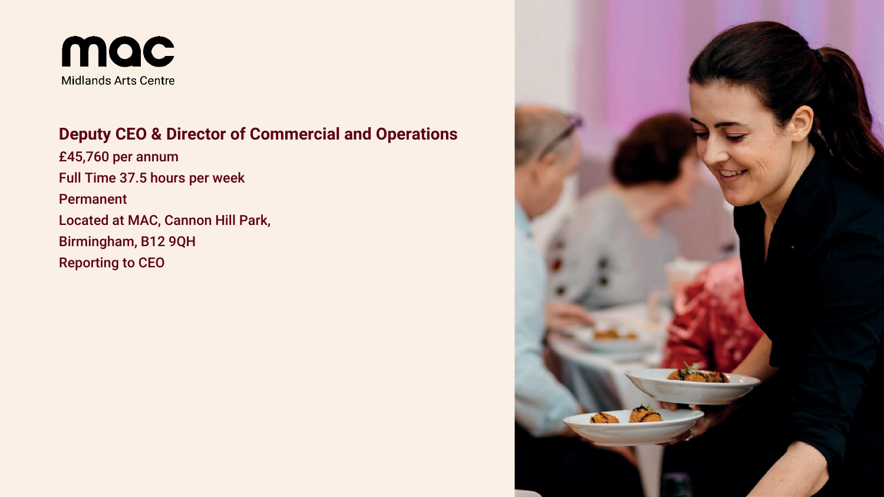mac

Midlands Arts Centre

## Deputy CEO & Director of Commercial and Operations

£45,760 per annum

Full Time 37.5 hours per week

Permanent

Located at MAC, Cannon Hill Park,

Birmingham, B12 9QH

Reporting to CEO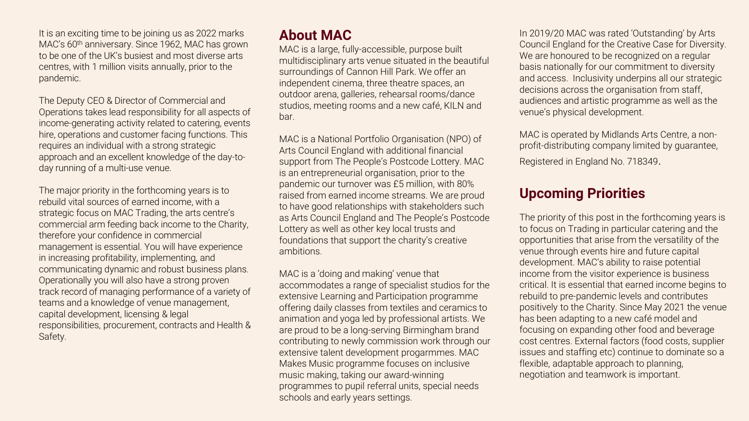It is an exciting time to be joining us as 2022 marks MAC's 60th anniversary. Since 1962, MAC has grown to be one of the UK's busiest and most diverse arts centres, with 1 million visits annually, prior to the pandemic.

The Deputy CEO & Director of Commercial and Operations takes lead responsibility for all aspects of income-generating activity related to catering, events hire, operations and customer facing functions. This requires an individual with a strong strategic approach and an excellent knowledge of the day-to-day running of a multi-use venue.

The major priority in the forthcoming years is to rebuild vital sources of earned income, with a strategic focus on MAC Trading, the arts centre's commercial arm feeding back income to the Charity, therefore your confidence in commercial management is essential. You will have experience in increasing profitability, implementing, and communicating dynamic and robust business plans. Operationally you will also have a strong proven track record of managing performance of a variety of teams and a knowledge of venue management, capital development, licensing & legal responsibilities, procurement, contracts and Health & Safety.

## About MAC

MAC is a large, fully-accessible, purpose built multidisciplinary arts venue situated in the beautiful surroundings of Cannon Hill Park. We offer an independent cinema, three theatre spaces, an outdoor arena, galleries, rehearsal rooms/dance studios, meeting rooms and a new café, KILN and bar.

MAC is a National Portfolio Organisation (NPO) of Arts Council England with additional financial support from The People's Postcode Lottery. MAC is an entrepreneurial organisation, prior to the pandemic our turnover was £5 million, with 80% raised from earned income streams. We are proud to have good relationships with stakeholders such as Arts Council England and The People's Postcode Lottery as well as other key local trusts and foundations that support the charity's creative ambitions.

MAC is a 'doing and making' venue that accommodates a range of specialist studios for the extensive Learning and Participation programme offering daily classes from textiles and ceramics to animation and yoga led by professional artists. We are proud to be a long-serving Birmingham brand contributing to newly commission work through our extensive talent development progarmmes. MAC Makes Music programme focuses on inclusive music making, taking our award-winning programmes to pupil referral units, special needs schools and early years settings.

In 2019/20 MAC was rated 'Outstanding' by Arts Council England for the Creative Case for Diversity. We are honoured to be recognized on a regular basis nationally for our commitment to diversity and access. Inclusivity underpins all our strategic decisions across the organisation from staff, audiences and artistic programme as well as the venue's physical development.

MAC is operated by Midlands Arts Centre, a non-profit-distributing company limited by guarantee, Registered in England No. 718349.

## Upcoming Priorities

The priority of this post in the forthcoming years is to focus on Trading in particular catering and the opportunities that arise from the versatility of the venue through events hire and future capital development. MAC's ability to raise potential income from the visitor experience is business critical. It is essential that earned income begins to rebuild to pre-pandemic levels and contributes positively to the Charity. Since May 2021 the venue has been adapting to a new café model and focusing on expanding other food and beverage cost centres. External factors (food costs, supplier issues and staffing etc) continue to dominate so a flexible, adaptable approach to planning, negotiation and teamwork is important.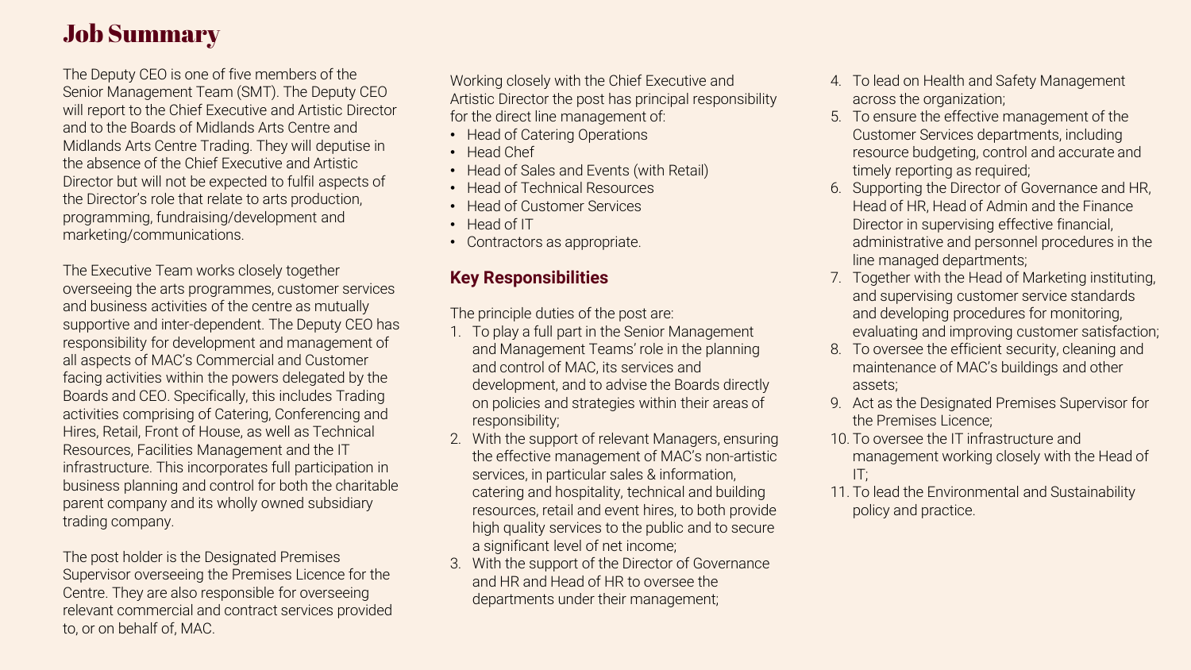# Job Summary

The Deputy CEO is one of five members of the Senior Management Team (SMT). The Deputy CEO will report to the Chief Executive and Artistic Director and to the Boards of Midlands Arts Centre and Midlands Arts Centre Trading. They will deputise in the absence of the Chief Executive and Artistic Director but will not be expected to fulfil aspects of the Director's role that relate to arts production, programming, fundraising/development and marketing/communications.

The Executive Team works closely together overseeing the arts programmes, customer services and business activities of the centre as mutually supportive and inter-dependent. The Deputy CEO has responsibility for development and management of all aspects of MAC's Commercial and Customer facing activities within the powers delegated by the Boards and CEO. Specifically, this includes Trading activities comprising of Catering, Conferencing and Hires, Retail, Front of House, as well as Technical Resources, Facilities Management and the IT infrastructure. This incorporates full participation in business planning and control for both the charitable parent company and its wholly owned subsidiary trading company.

The post holder is the Designated Premises Supervisor overseeing the Premises Licence for the Centre. They are also responsible for overseeing relevant commercial and contract services provided to, or on behalf of, MAC.

Working closely with the Chief Executive and Artistic Director the post has principal responsibility for the direct line management of:

- Head of Catering Operations
- Head Chef
- Head of Sales and Events (with Retail)
- Head of Technical Resources
- Head of Customer Services
- Head of IT
- Contractors as appropriate.

## Key Responsibilities

The principle duties of the post are:

1. To play a full part in the Senior Management and Management Teams' role in the planning and control of MAC, its services and development, and to advise the Boards directly on policies and strategies within their areas of responsibility;
2. With the support of relevant Managers, ensuring the effective management of MAC's non-artistic services, in particular sales & information, catering and hospitality, technical and building resources, retail and event hires, to both provide high quality services to the public and to secure a significant level of net income;
3. With the support of the Director of Governance and HR and Head of HR to oversee the departments under their management;
4. To lead on Health and Safety Management across the organization;
5. To ensure the effective management of the Customer Services departments, including resource budgeting, control and accurate and timely reporting as required;
6. Supporting the Director of Governance and HR, Head of HR, Head of Admin and the Finance Director in supervising effective financial, administrative and personnel procedures in the line managed departments;
7. Together with the Head of Marketing instituting, and supervising customer service standards and developing procedures for monitoring, evaluating and improving customer satisfaction;
8. To oversee the efficient security, cleaning and maintenance of MAC's buildings and other assets;
9. Act as the Designated Premises Supervisor for the Premises Licence;
10. To oversee the IT infrastructure and management working closely with the Head of IT;
11. To lead the Environmental and Sustainability policy and practice.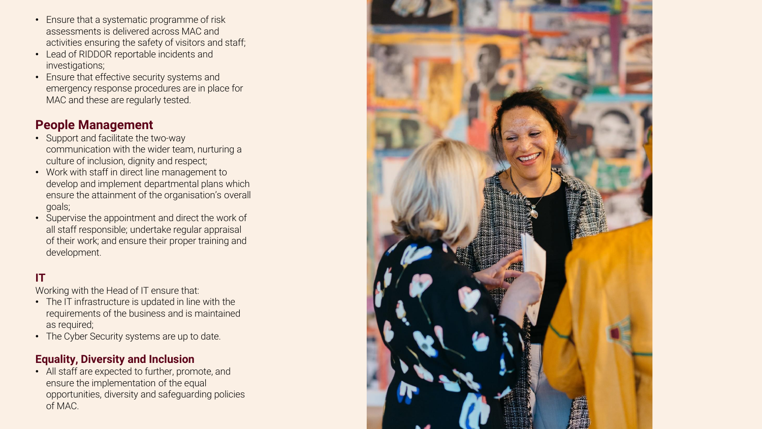- Ensure that a systematic programme of risk assessments is delivered across MAC and activities ensuring the safety of visitors and staff;
- Lead of RIDDOR reportable incidents and investigations;
- Ensure that effective security systems and emergency response procedures are in place for MAC and these are regularly tested.

## People Management

- Support and facilitate the two-way communication with the wider team, nurturing a culture of inclusion, dignity and respect;
- Work with staff in direct line management to develop and implement departmental plans which ensure the attainment of the organisation's overall goals;
- Supervise the appointment and direct the work of all staff responsible; undertake regular appraisal of their work; and ensure their proper training and development.

## IT

Working with the Head of IT ensure that:

- The IT infrastructure is updated in line with the requirements of the business and is maintained as required;
- The Cyber Security systems are up to date.

## Equality, Diversity and Inclusion

- All staff are expected to further, promote, and ensure the implementation of the equal opportunities, diversity and safeguarding policies of MAC.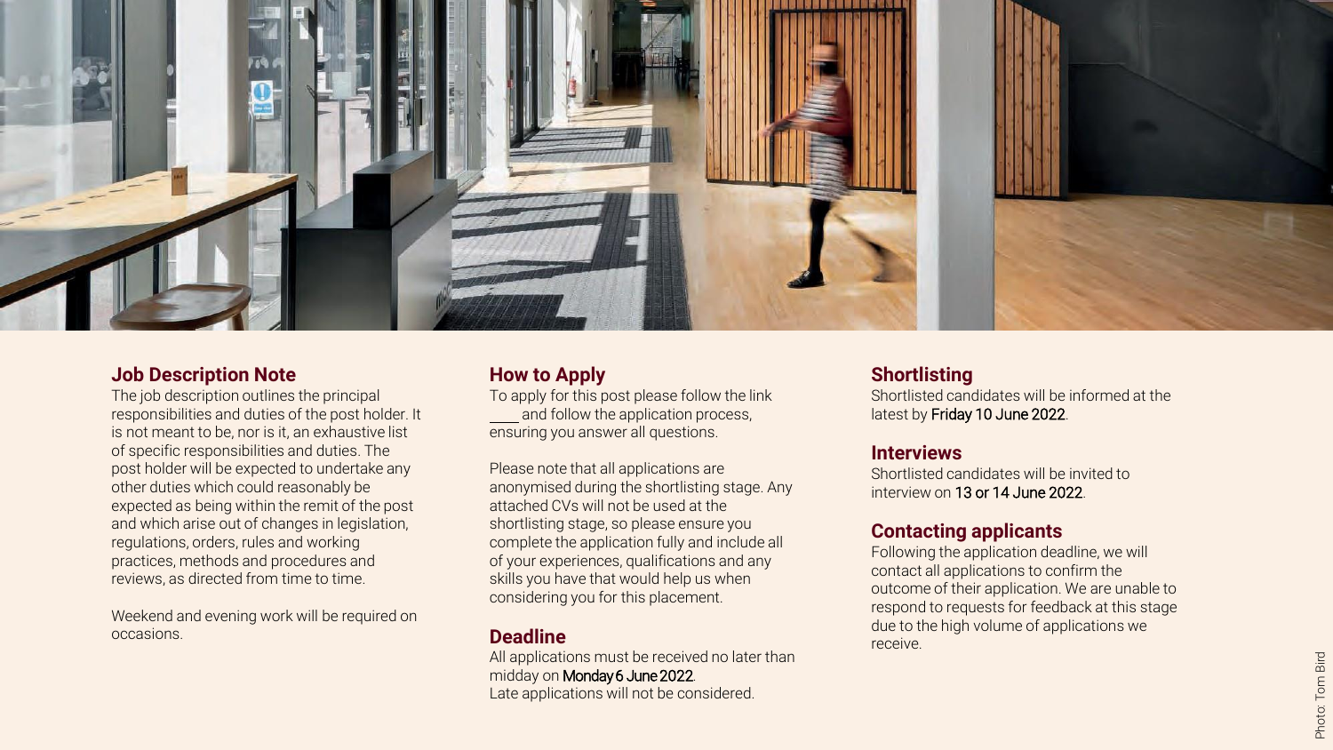## Job Description Note

The job description outlines the principal responsibilities and duties of the post holder. It is not meant to be, nor is it, an exhaustive list of specific responsibilities and duties. The post holder will be expected to undertake any other duties which could reasonably be expected as being within the remit of the post and which arise out of changes in legislation, regulations, orders, rules and working practices, methods and procedures and reviews, as directed from time to time.

Weekend and evening work will be required on occasions.

## How to Apply

To apply for this post please follow the link ____ and follow the application process, ensuring you answer all questions.

Please note that all applications are anonymised during the shortlisting stage. Any attached CVs will not be used at the shortlisting stage, so please ensure you complete the application fully and include all of your experiences, qualifications and any skills you have that would help us when considering you for this placement.

## Deadline

All applications must be received no later than midday on Monday 6 June 2022.
Late applications will not be considered.

## Shortlisting

Shortlisted candidates will be informed at the latest by Friday 10 June 2022.

## Interviews

Shortlisted candidates will be invited to interview on 13 or 14 June 2022.

## Contacting applicants

Following the application deadline, we will contact all applications to confirm the outcome of their application. We are unable to respond to requests for feedback at this stage due to the high volume of applications we receive.

Photo: Tom Bird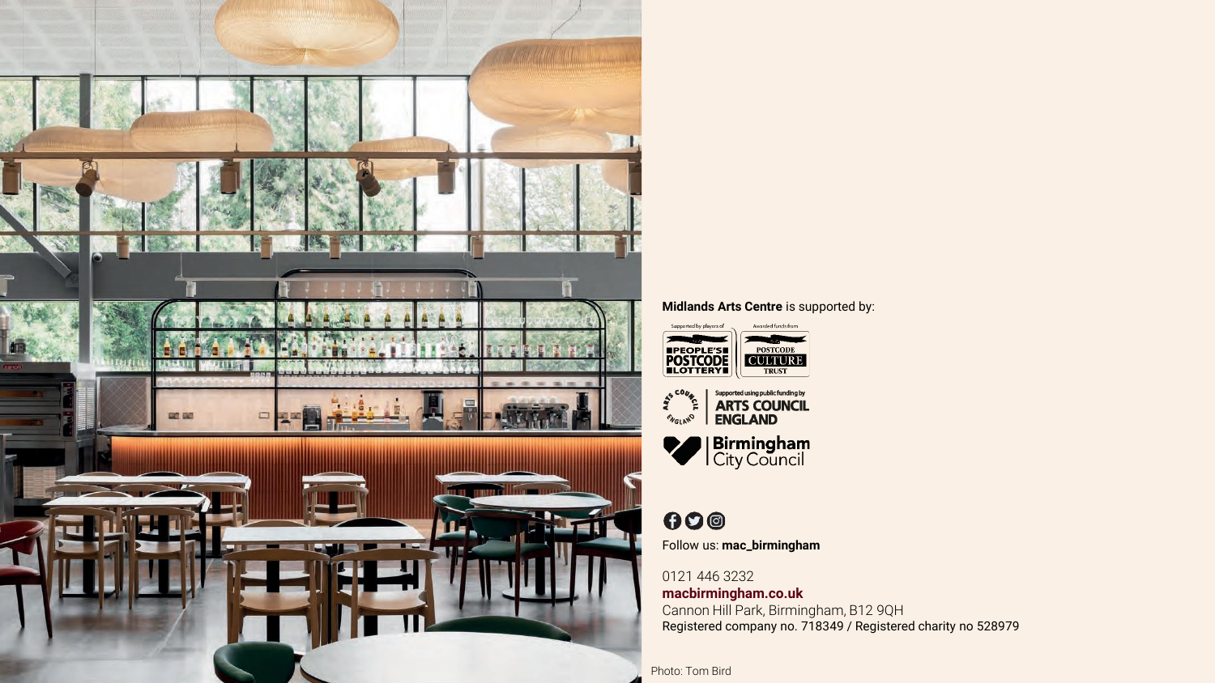**Midlands Arts Centre** is supported by:

Supported by players of PEOPLE'S POSTCODE LOTTERY

Awarded funds from POSTCODE CULTURE TRUST

Supported using public funding by ARTS COUNCIL ENGLAND

Birmingham City Council

Follow us: **mac_birmingham**

0121 446 3232

**macbirmingham.co.uk**

Cannon Hill Park, Birmingham, B12 9QH

Registered company no. 718349 / Registered charity no 528979

Photo: Tom Bird